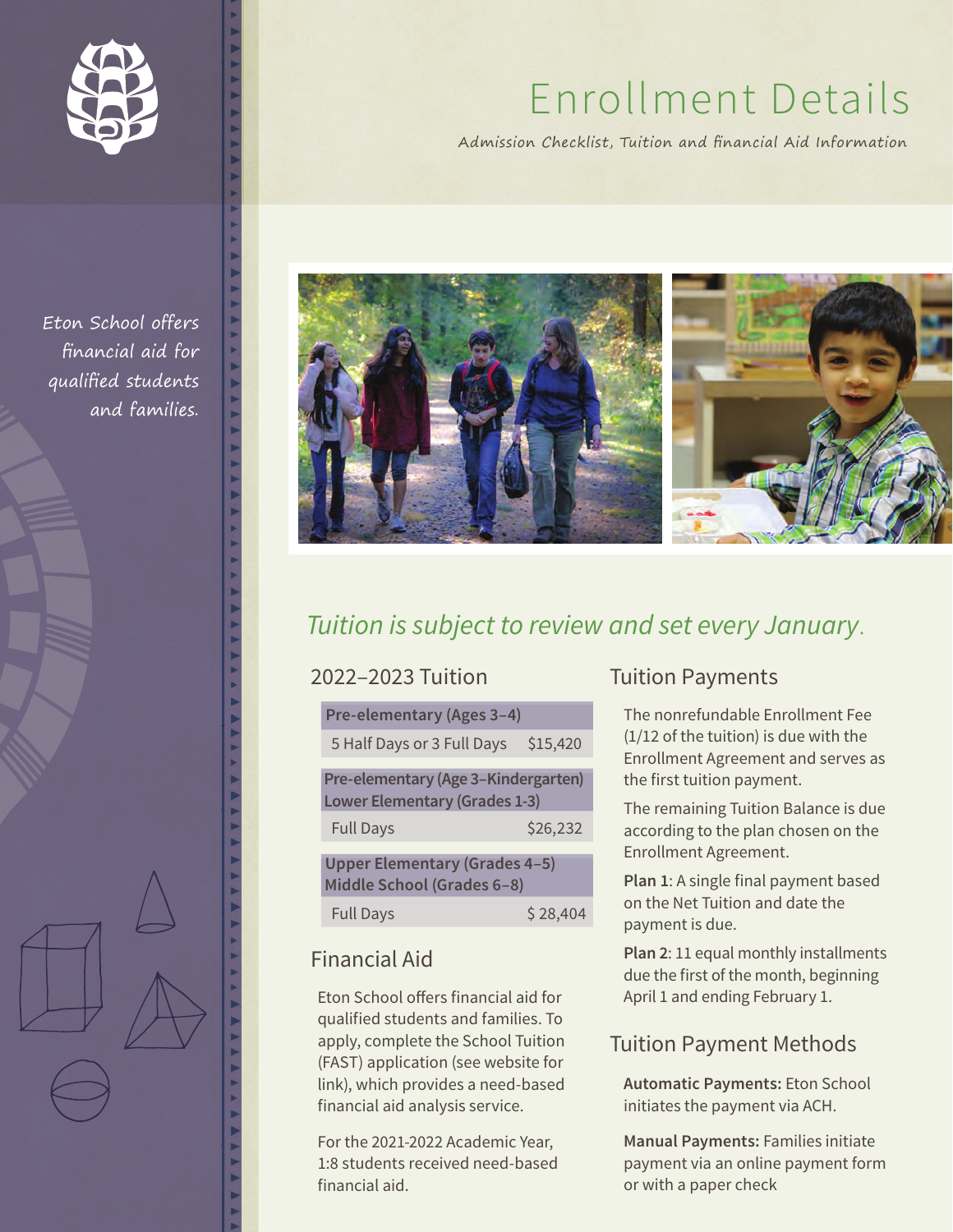# Enrollment Details

*Admission Checklist, Tuition and financial Aid Information*

*Eton School offers financial aid for qualified students and families.*

*Tuition is subject to review and set every January.*

## 2022–2023 Tuition

| Pre-elementary (Ages 3–4) | |
|---|---|
| 5 Half Days or 3 Full Days | $15,420 |
| **Pre-elementary (Age 3–Kindergarten) Lower Elementary (Grades 1-3)** | |
| Full Days | $26,232 |
| **Upper Elementary (Grades 4–5) Middle School (Grades 6–8)** | |
| Full Days | $ 28,404 |

## Financial Aid

Eton School offers financial aid for qualified students and families. To apply, complete the School Tuition (FAST) application (see website for link), which provides a need-based financial aid analysis service.

For the 2021-2022 Academic Year, 1:8 students received need-based financial aid.

## Tuition Payments

The nonrefundable Enrollment Fee (1/12 of the tuition) is due with the Enrollment Agreement and serves as the first tuition payment.

The remaining Tuition Balance is due according to the plan chosen on the Enrollment Agreement.

**Plan 1**: A single final payment based on the Net Tuition and date the payment is due.

**Plan 2**: 11 equal monthly installments due the first of the month, beginning April 1 and ending February 1.

## Tuition Payment Methods

**Automatic Payments:** Eton School initiates the payment via ACH.

**Manual Payments:** Families initiate payment via an online payment form or with a paper check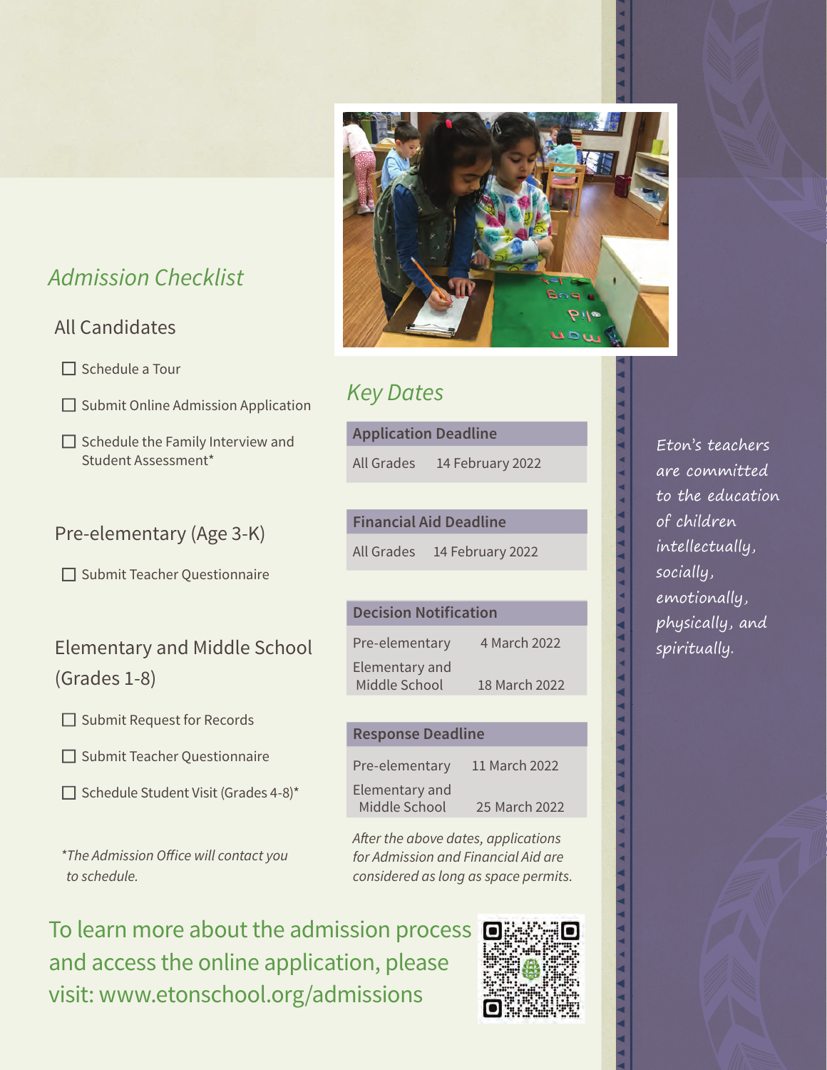## *Admission Checklist*

### All Candidates

- ☐ Schedule a Tour
- ☐ Submit Online Admission Application
- ☐ Schedule the Family Interview and Student Assessment*

### Pre-elementary (Age 3-K)

- ☐ Submit Teacher Questionnaire

### Elementary and Middle School (Grades 1-8)

- ☐ Submit Request for Records
- ☐ Submit Teacher Questionnaire
- ☐ Schedule Student Visit (Grades 4-8)*

*\*The Admission Office will contact you to schedule.*

## *Key Dates*

| Application Deadline | |
|---|---|
| All Grades | 14 February 2022 |

| Financial Aid Deadline | |
|---|---|
| All Grades | 14 February 2022 |

| Decision Notification | |
|---|---|
| Pre-elementary | 4 March 2022 |
| Elementary and Middle School | 18 March 2022 |

| Response Deadline | |
|---|---|
| Pre-elementary | 11 March 2022 |
| Elementary and Middle School | 25 March 2022 |

*After the above dates, applications for Admission and Financial Aid are considered as long as space permits.*

To learn more about the admission process and access the online application, please visit: www.etonschool.org/admissions

Eton's teachers are committed to the education of children intellectually, socially, emotionally, physically, and spiritually.